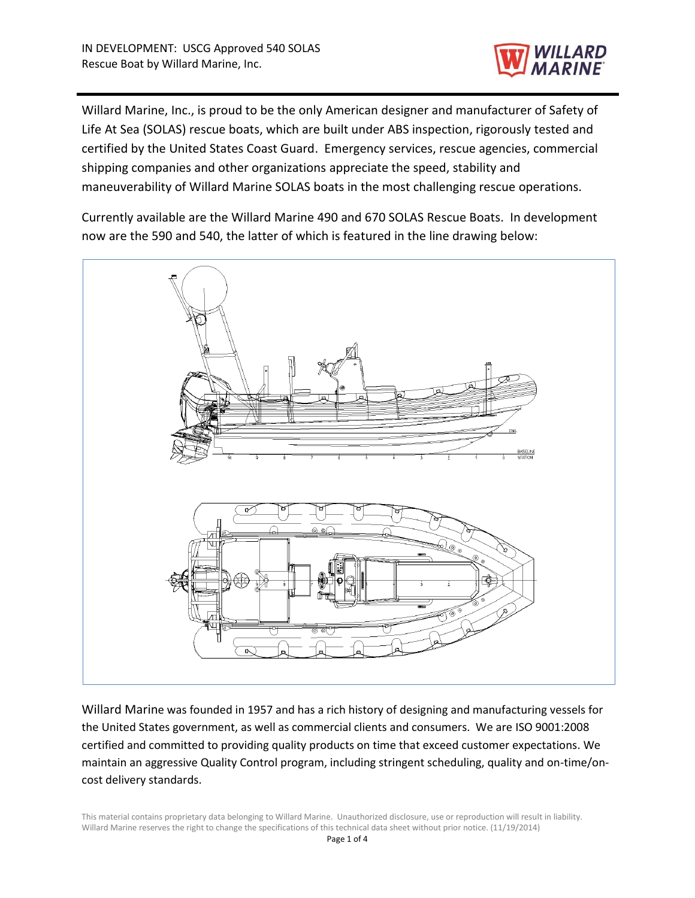IN DEVELOPMENT: USCG Approved 540 SOLAS Rescue Boat by Willard Marine, Inc.

Willard Marine, Inc., is proud to be the only American designer and manufacturer of Safety of Life At Sea (SOLAS) rescue boats, which are built under ABS inspection, rigorously tested and certified by the United States Coast Guard. Emergency services, rescue agencies, commercial shipping companies and other organizations appreciate the speed, stability and maneuverability of Willard Marine SOLAS boats in the most challenging rescue operations.

Currently available are the Willard Marine 490 and 670 SOLAS Rescue Boats. In development now are the 590 and 540, the latter of which is featured in the line drawing below:

Willard Marine was founded in 1957 and has a rich history of designing and manufacturing vessels for the United States government, as well as commercial clients and consumers. We are ISO 9001:2008 certified and committed to providing quality products on time that exceed customer expectations. We maintain an aggressive Quality Control program, including stringent scheduling, quality and on-time/on-cost delivery standards.

This material contains proprietary data belonging to Willard Marine. Unauthorized disclosure, use or reproduction will result in liability. Willard Marine reserves the right to change the specifications of this technical data sheet without prior notice. (11/19/2014)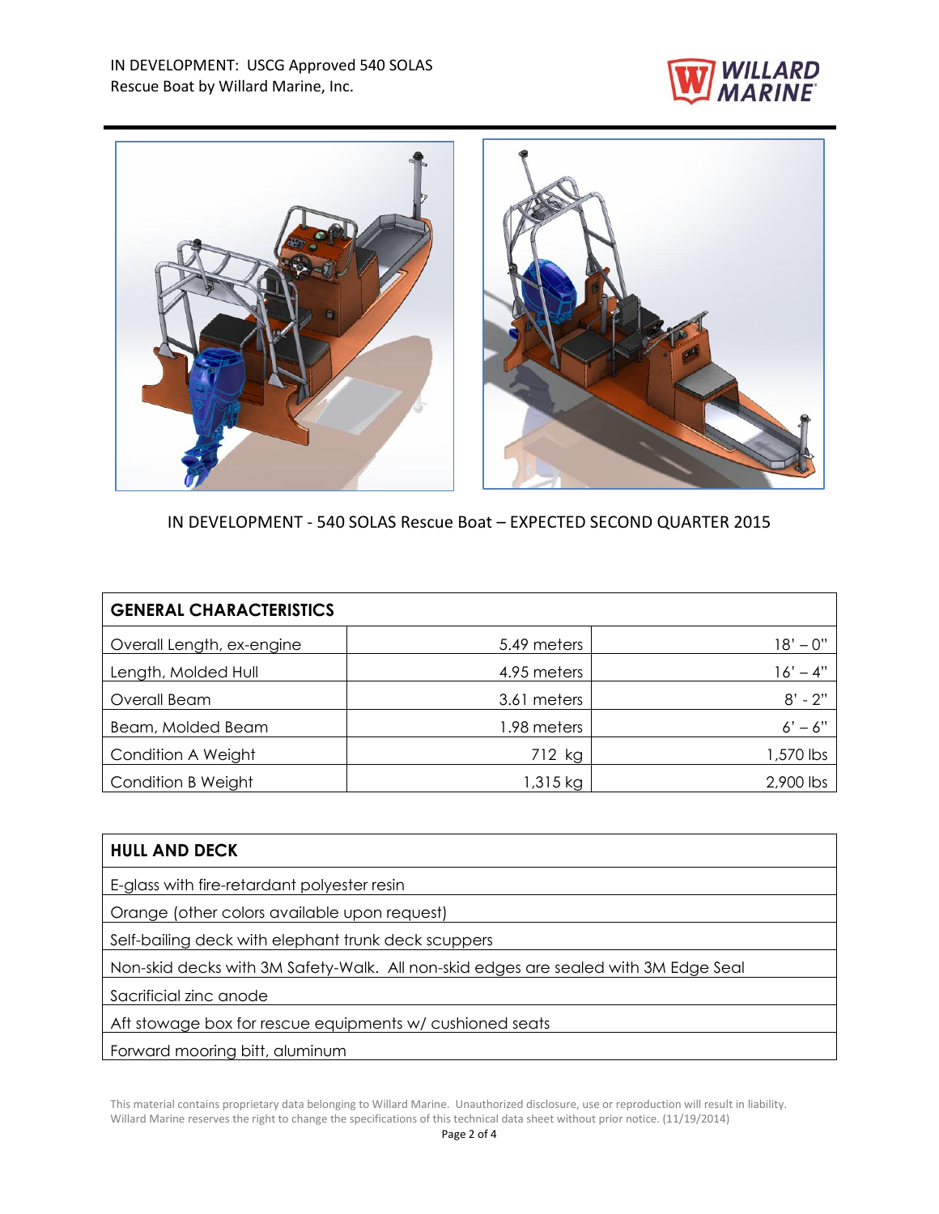IN DEVELOPMENT: USCG Approved 540 SOLAS Rescue Boat by Willard Marine, Inc.

IN DEVELOPMENT - 540 SOLAS Rescue Boat – EXPECTED SECOND QUARTER 2015

| GENERAL CHARACTERISTICS | | |
|---|---|---|
| Overall Length, ex-engine | 5.49 meters | 18' – 0" |
| Length, Molded Hull | 4.95 meters | 16' – 4" |
| Overall Beam | 3.61 meters | 8' - 2" |
| Beam, Molded Beam | 1.98 meters | 6' – 6" |
| Condition A Weight | 712 kg | 1,570 lbs |
| Condition B Weight | 1,315 kg | 2,900 lbs |

| HULL AND DECK |
|---|
| E-glass with fire-retardant polyester resin |
| Orange (other colors available upon request) |
| Self-bailing deck with elephant trunk deck scuppers |
| Non-skid decks with 3M Safety-Walk. All non-skid edges are sealed with 3M Edge Seal |
| Sacrificial zinc anode |
| Aft stowage box for rescue equipments w/ cushioned seats |
| Forward mooring bitt, aluminum |

This material contains proprietary data belonging to Willard Marine. Unauthorized disclosure, use or reproduction will result in liability. Willard Marine reserves the right to change the specifications of this technical data sheet without prior notice. (11/19/2014)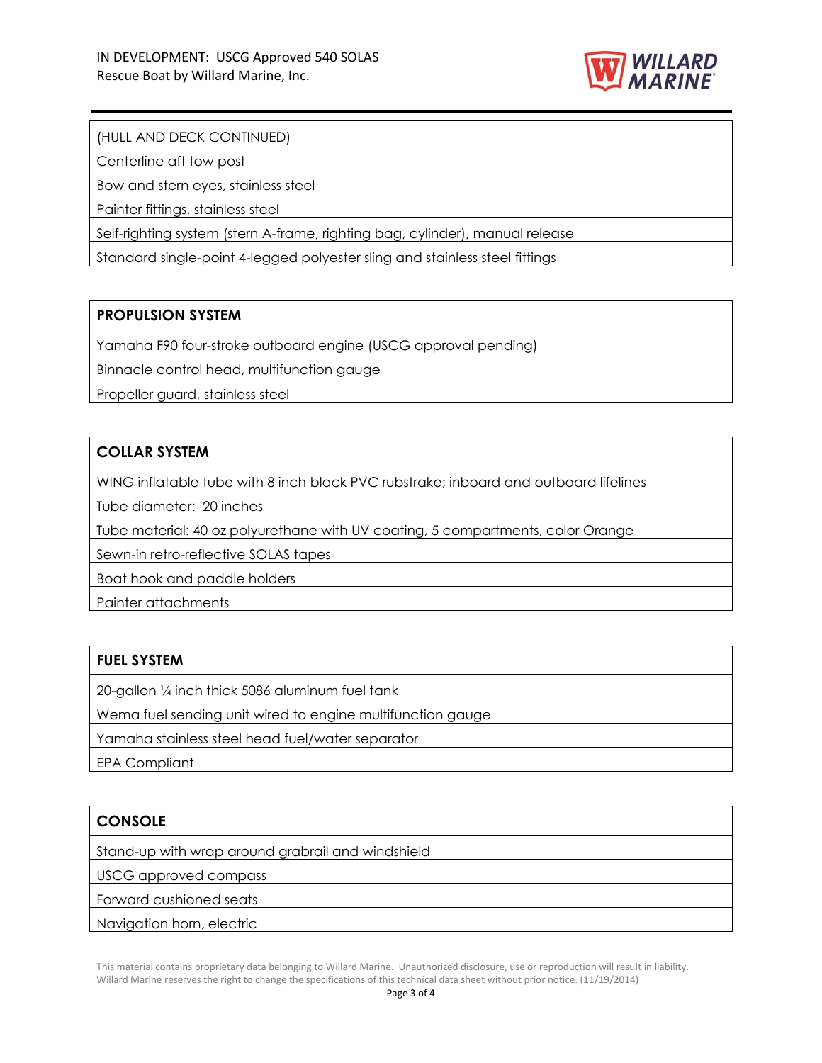| (HULL AND DECK CONTINUED) |
|---|
| Centerline aft tow post |
| Bow and stern eyes, stainless steel |
| Painter fittings, stainless steel |
| Self-righting system (stern A-frame, righting bag, cylinder), manual release |
| Standard single-point 4-legged polyester sling and stainless steel fittings |

| **PROPULSION SYSTEM** |
|---|
| Yamaha F90 four-stroke outboard engine (USCG approval pending) |
| Binnacle control head, multifunction gauge |
| Propeller guard, stainless steel |

| **COLLAR SYSTEM** |
|---|
| WING inflatable tube with 8 inch black PVC rubstrake; inboard and outboard lifelines |
| Tube diameter: 20 inches |
| Tube material: 40 oz polyurethane with UV coating, 5 compartments, color Orange |
| Sewn-in retro-reflective SOLAS tapes |
| Boat hook and paddle holders |
| Painter attachments |

| **FUEL SYSTEM** |
|---|
| 20-gallon ¼ inch thick 5086 aluminum fuel tank |
| Wema fuel sending unit wired to engine multifunction gauge |
| Yamaha stainless steel head fuel/water separator |
| EPA Compliant |

| **CONSOLE** |
|---|
| Stand-up with wrap around grabrail and windshield |
| USCG approved compass |
| Forward cushioned seats |
| Navigation horn, electric |

This material contains proprietary data belonging to Willard Marine. Unauthorized disclosure, use or reproduction will result in liability. Willard Marine reserves the right to change the specifications of this technical data sheet without prior notice. (11/19/2014)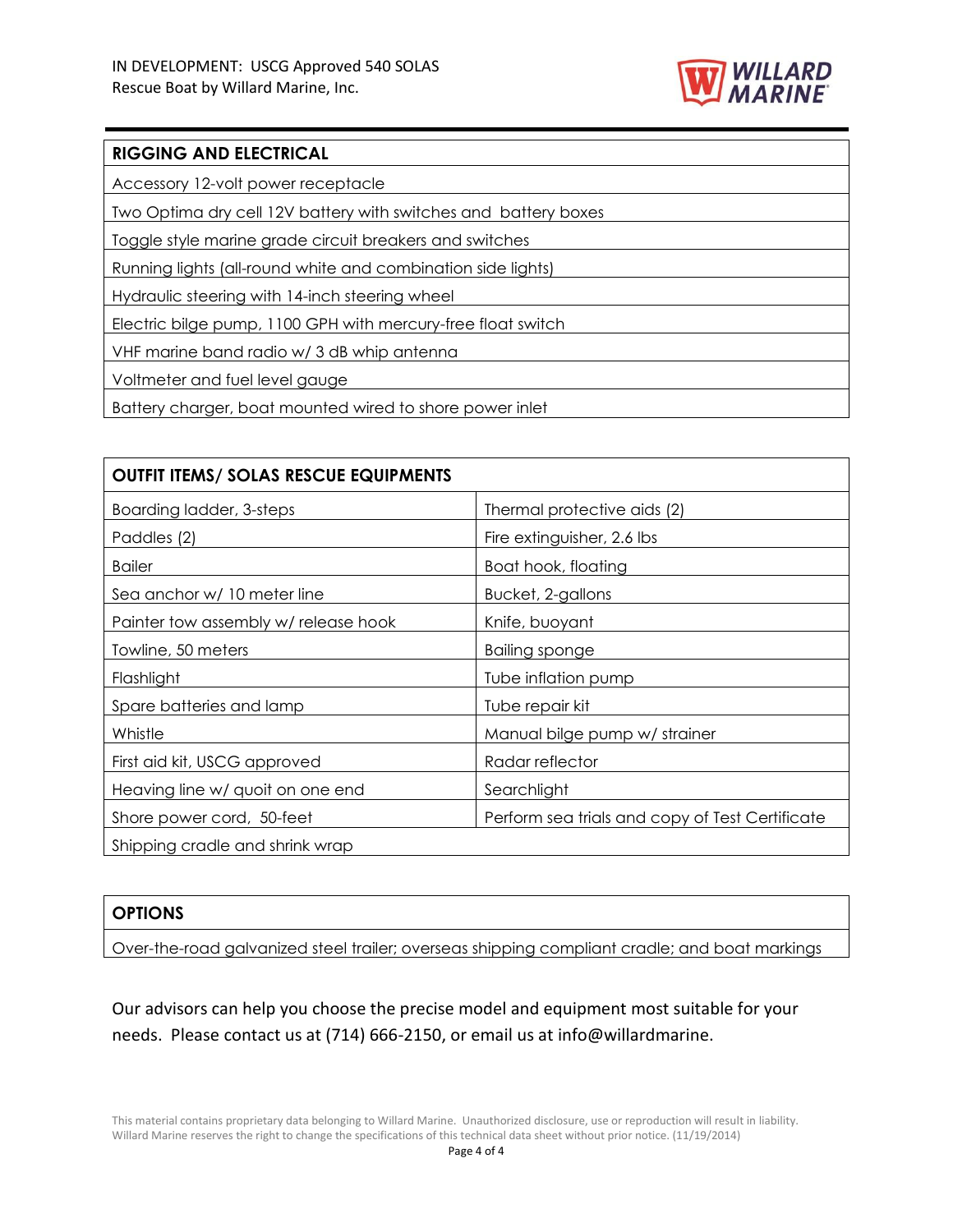| RIGGING AND ELECTRICAL |
| --- |
| Accessory 12-volt power receptacle |
| Two Optima dry cell 12V battery with switches and battery boxes |
| Toggle style marine grade circuit breakers and switches |
| Running lights (all-round white and combination side lights) |
| Hydraulic steering with 14-inch steering wheel |
| Electric bilge pump, 1100 GPH with mercury-free float switch |
| VHF marine band radio w/ 3 dB whip antenna |
| Voltmeter and fuel level gauge |
| Battery charger, boat mounted wired to shore power inlet |

| OUTFIT ITEMS/ SOLAS RESCUE EQUIPMENTS | |
| --- | --- |
| Boarding ladder, 3-steps | Thermal protective aids (2) |
| Paddles (2) | Fire extinguisher, 2.6 lbs |
| Bailer | Boat hook, floating |
| Sea anchor w/ 10 meter line | Bucket, 2-gallons |
| Painter tow assembly w/ release hook | Knife, buoyant |
| Towline, 50 meters | Bailing sponge |
| Flashlight | Tube inflation pump |
| Spare batteries and lamp | Tube repair kit |
| Whistle | Manual bilge pump w/ strainer |
| First aid kit, USCG approved | Radar reflector |
| Heaving line w/ quoit on one end | Searchlight |
| Shore power cord, 50-feet | Perform sea trials and copy of Test Certificate |
| Shipping cradle and shrink wrap | |

| OPTIONS |
| --- |
| Over-the-road galvanized steel trailer; overseas shipping compliant cradle; and boat markings |

Our advisors can help you choose the precise model and equipment most suitable for your needs. Please contact us at (714) 666-2150, or email us at info@willardmarine.

This material contains proprietary data belonging to Willard Marine. Unauthorized disclosure, use or reproduction will result in liability. Willard Marine reserves the right to change the specifications of this technical data sheet without prior notice. (11/19/2014)